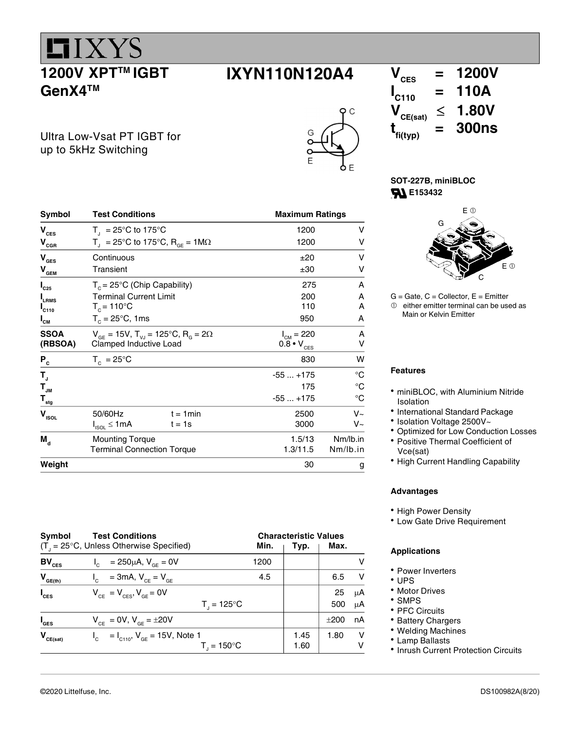# IXYS

## 1200V XPT™ IGBT GenX4™

## IXYN110N120A4

$V_{CES}$ = 1200V
$I_{C110}$ = 110A
$V_{CE(sat)}$ ≤ 1.80V
$t_{fi(typ)}$ = 300ns

Ultra Low-Vsat PT IGBT for up to 5kHz Switching

**SOT-227B, miniBLOC**
E153432

G = Gate, C = Collector, E = Emitter
① either emitter terminal can be used as Main or Kelvin Emitter

| Symbol | Test Conditions | | Maximum Ratings | |
|---|---|---|---|---|
| $V_{CES}$ | $T_J$ = 25°C to 175°C | | 1200 | V |
| $V_{CGR}$ | $T_J$ = 25°C to 175°C, $R_{GE}$ = 1MΩ | | 1200 | V |
| $V_{GES}$ | Continuous | | ±20 | V |
| $V_{GEM}$ | Transient | | ±30 | V |
| $I_{C25}$ | $T_C$ = 25°C (Chip Capability) | | 275 | A |
| $I_{LRMS}$ | Terminal Current Limit | | 200 | A |
| $I_{C110}$ | $T_C$ = 110°C | | 110 | A |
| $I_{CM}$ | $T_C$ = 25°C, 1ms | | 950 | A |
| **SSOA (RBSOA)** | $V_{GE}$ = 15V, $T_{VJ}$ = 125°C, $R_G$ = 2Ω Clamped Inductive Load | | $I_{CM}$ = 220 / 0.8 • $V_{CES}$ | A / V |
| $P_C$ | $T_C$ = 25°C | | 830 | W |
| $T_J$ | | | -55 ... +175 | °C |
| $T_{JM}$ | | | 175 | °C |
| $T_{stg}$ | | | -55 ... +175 | °C |
| $V_{ISOL}$ | 50/60Hz | t = 1min | 2500 | V~ |
| | $I_{ISOL}$ ≤ 1mA | t = 1s | 3000 | V~ |
| $M_d$ | Mounting Torque | | 1.5/13 | Nm/lb.in |
| | Terminal Connection Torque | | 1.3/11.5 | Nm/lb.in |
| **Weight** | | | 30 | g |

### Features

- miniBLOC, with Aluminium Nitride Isolation
- International Standard Package
- Isolation Voltage 2500V~
- Optimized for Low Conduction Losses
- Positive Thermal Coefficient of Vce(sat)
- High Current Handling Capability

### Advantages

- High Power Density
- Low Gate Drive Requirement

### Applications

- Power Inverters
- UPS
- Motor Drives
- SMPS
- PFC Circuits
- Battery Chargers
- Welding Machines
- Lamp Ballasts
- Inrush Current Protection Circuits

| Symbol | Test Conditions ($T_J$ = 25°C, Unless Otherwise Specified) | | Min. | Typ. | Max. | |
|---|---|---|---|---|---|---|
| $BV_{CES}$ | $I_C$ = 250μA, $V_{GE}$ = 0V | | 1200 | | | V |
| $V_{GE(th)}$ | $I_C$ = 3mA, $V_{CE}$ = $V_{GE}$ | | 4.5 | | 6.5 | V |
| $I_{CES}$ | $V_{CE}$ = $V_{CES}$, $V_{GE}$ = 0V | | | | 25 | μA |
| | | $T_J$ = 125°C | | | 500 | μA |
| $I_{GES}$ | $V_{CE}$ = 0V, $V_{GE}$ = ±20V | | | | ±200 | nA |
| $V_{CE(sat)}$ | $I_C$ = $I_{C110}$, $V_{GE}$ = 15V, Note 1 | | | 1.45 | 1.80 | V |
| | | $T_J$ = 150°C | | 1.60 | | V |

©2020 Littelfuse, Inc. DS100982A(8/20)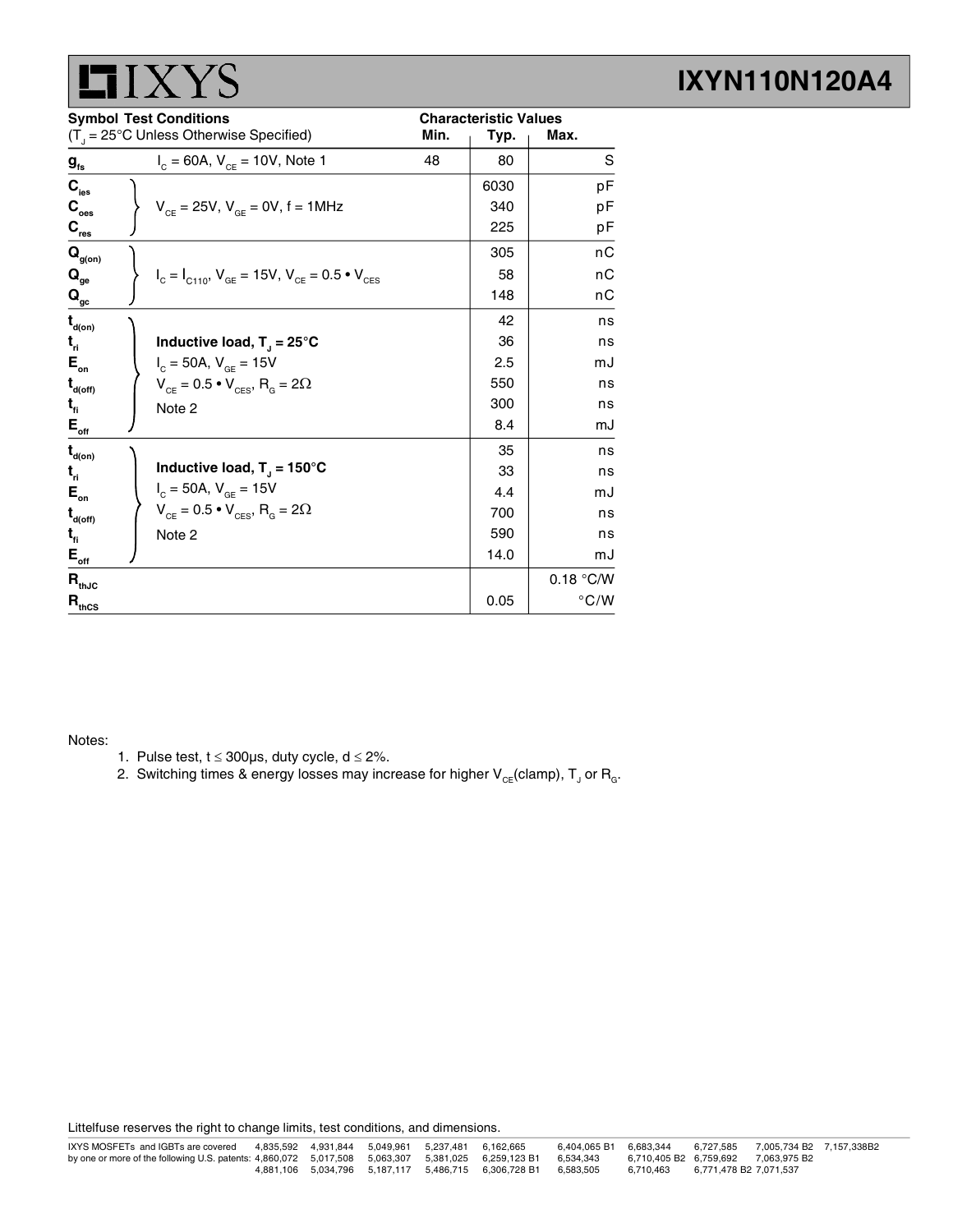| Symbol | Test Conditions ($T_J$ = 25°C Unless Otherwise Specified) | Min. | Typ. | Max. | |
|---|---|---|---|---|---|
| $g_{fs}$ | $I_C$ = 60A, $V_{CE}$ = 10V, Note 1 | 48 | 80 | | S |
| $C_{ies}$ | $V_{CE}$ = 25V, $V_{GE}$ = 0V, f = 1MHz | | 6030 | | pF |
| $C_{oes}$ | | | 340 | | pF |
| $C_{res}$ | | | 225 | | pF |
| $Q_{g(on)}$ | $I_C = I_{C110}$, $V_{GE}$ = 15V, $V_{CE}$ = 0.5 • $V_{CES}$ | | 305 | | nC |
| $Q_{ge}$ | | | 58 | | nC |
| $Q_{gc}$ | | | 148 | | nC |
| $t_{d(on)}$ | **Inductive load, $T_J$ = 25°C** | | 42 | | ns |
| $t_{ri}$ | $I_C$ = 50A, $V_{GE}$ = 15V | | 36 | | ns |
| $E_{on}$ | $V_{CE}$ = 0.5 • $V_{CES}$, $R_G$ = 2Ω | | 2.5 | | mJ |
| $t_{d(off)}$ | Note 2 | | 550 | | ns |
| $t_{fi}$ | | | 300 | | ns |
| $E_{off}$ | | | 8.4 | | mJ |
| $t_{d(on)}$ | **Inductive load, $T_J$ = 150°C** | | 35 | | ns |
| $t_{ri}$ | $I_C$ = 50A, $V_{GE}$ = 15V | | 33 | | ns |
| $E_{on}$ | $V_{CE}$ = 0.5 • $V_{CES}$, $R_G$ = 2Ω | | 4.4 | | mJ |
| $t_{d(off)}$ | Note 2 | | 700 | | ns |
| $t_{fi}$ | | | 590 | | ns |
| $E_{off}$ | | | 14.0 | | mJ |
| $R_{thJC}$ | | | | 0.18 | °C/W |
| $R_{thCS}$ | | | 0.05 | | °C/W |

Notes:

1. Pulse test, t ≤ 300μs, duty cycle, d ≤ 2%.
2. Switching times & energy losses may increase for higher $V_{CE}$(clamp), $T_J$ or $R_G$.

Littelfuse reserves the right to change limits, test conditions, and dimensions.

IXYS MOSFETs and IGBTs are covered by one or more of the following U.S. patents: 4,835,592 4,931,844 5,049,961 5,237,481 6,162,665 6,404,065 B1 6,683,344 6,727,585 7,005,734 B2 7,157,338B2 4,860,072 5,017,508 5,063,307 5,381,025 6,259,123 B1 6,534,343 6,710,405 B2 6,759,692 7,063,975 B2 4,881,106 5,034,796 5,187,117 5,486,715 6,306,728 B1 6,583,505 6,710,463 6,771,478 B2 7,071,537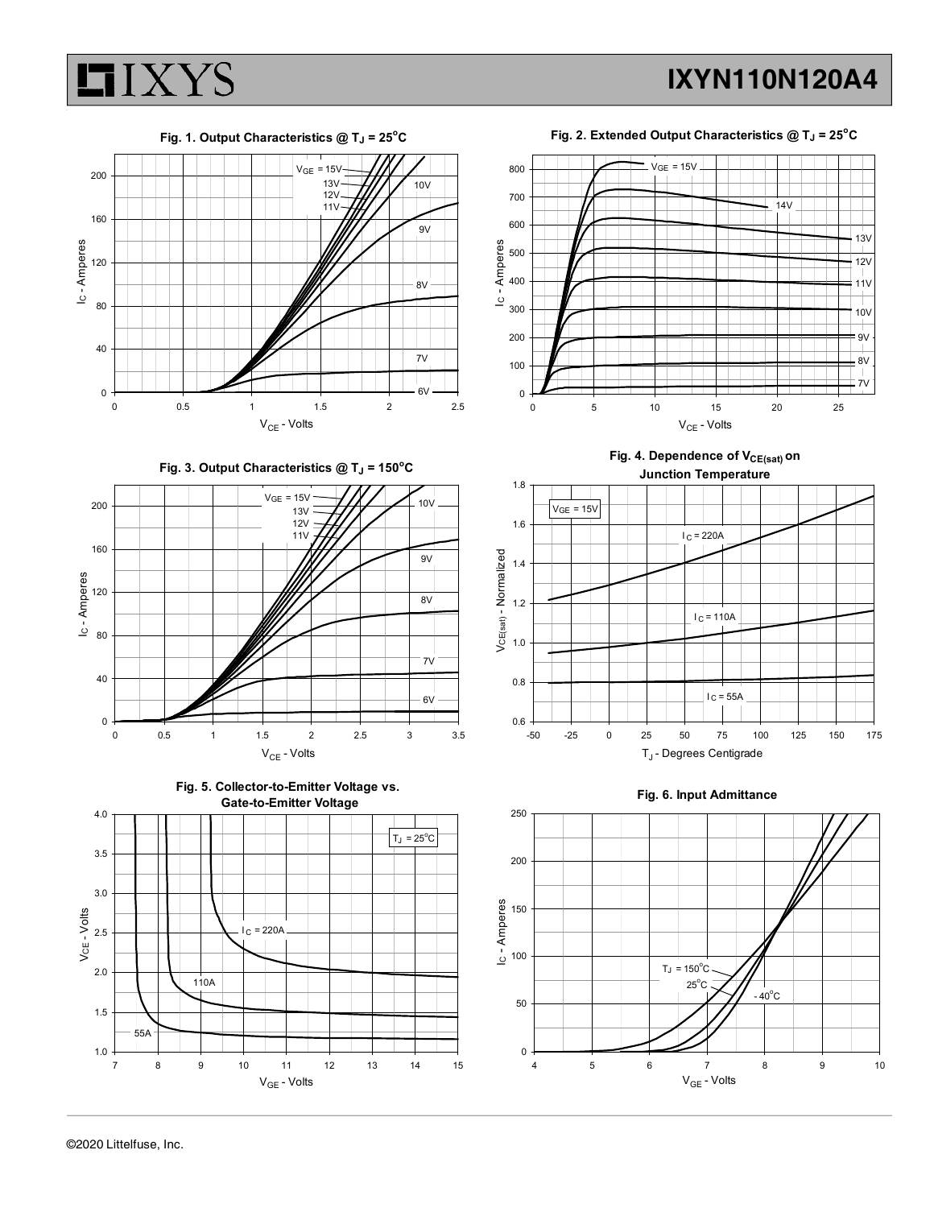**Fig. 1. Output Characteristics @ $T_J$ = 25°C**

**Fig. 2. Extended Output Characteristics @ $T_J$ = 25°C**

**Fig. 3. Output Characteristics @ $T_J$ = 150°C**

**Fig. 4. Dependence of $V_{CE(sat)}$ on Junction Temperature**

**Fig. 5. Collector-to-Emitter Voltage vs. Gate-to-Emitter Voltage**

**Fig. 6. Input Admittance**

©2020 Littelfuse, Inc.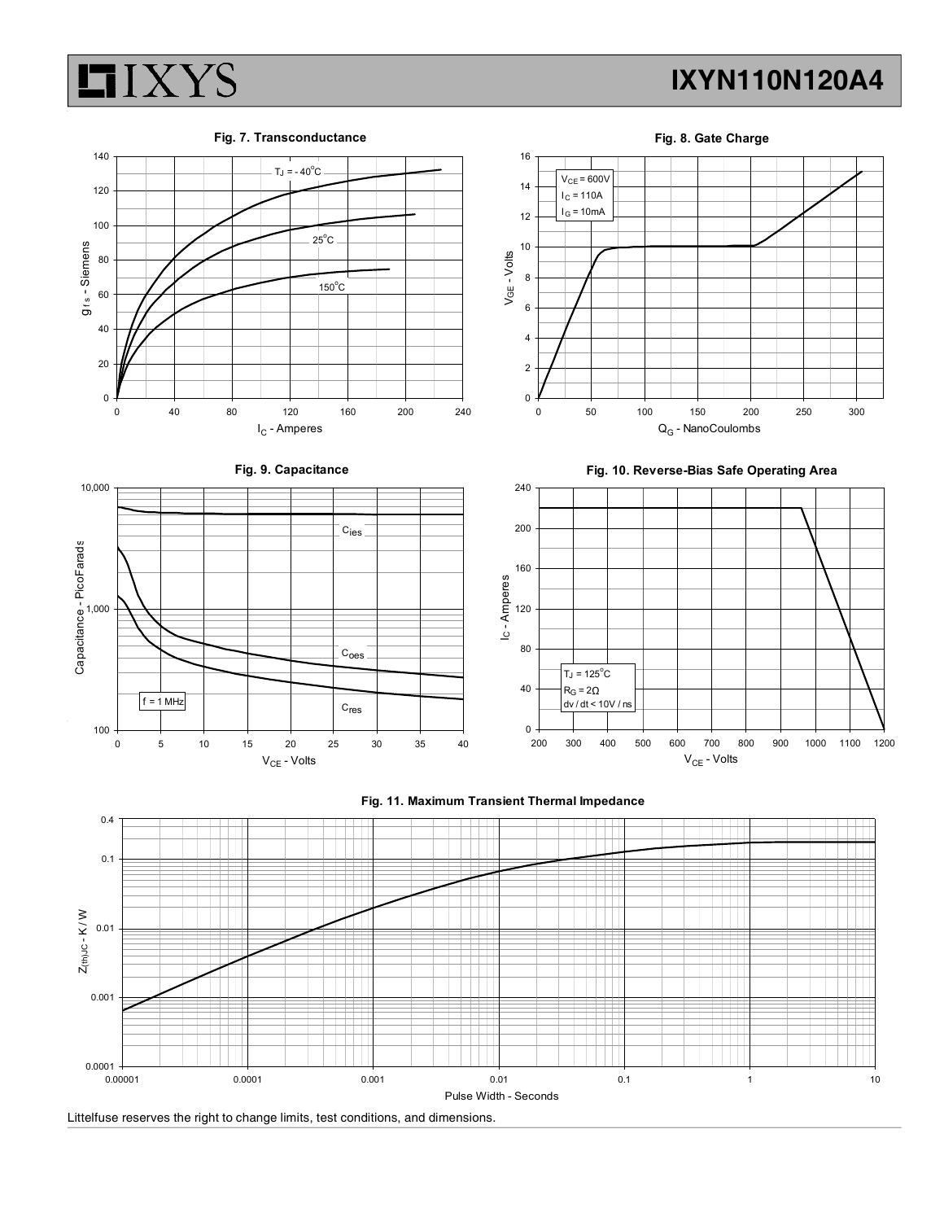**Fig. 7. Transconductance**

**Fig. 8. Gate Charge**

**Fig. 9. Capacitance**

**Fig. 10. Reverse-Bias Safe Operating Area**

**Fig. 11. Maximum Transient Thermal Impedance**

Littelfuse reserves the right to change limits, test conditions, and dimensions.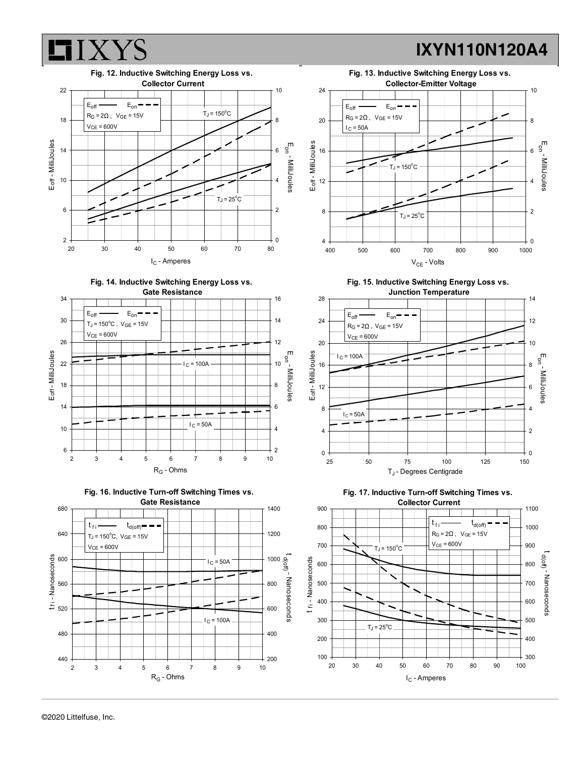**Fig. 12. Inductive Switching Energy Loss vs. Collector Current**

$E_{off}$ —— $E_{on}$ - - -
$R_G = 2\Omega$, $V_{GE} = 15V$
$V_{CE} = 600V$

$T_J = 150^oC$

$T_J = 25^oC$

Eoff - MilliJoules (2 – 22); $E_{on}$ - MilliJoules (0 – 10); $I_C$ - Amperes (20 – 80)

**Fig. 13. Inductive Switching Energy Loss vs. Collector-Emitter Voltage**

$E_{off}$ —— $E_{on}$ - - -
$R_G = 2\Omega$, $V_{GE} = 15V$
$I_C = 50A$

$T_J = 150^oC$

$T_J = 25^oC$

Eoff - MilliJoules (4 – 24); $E_{on}$ - MilliJoules (0 – 10); $V_{CE}$ - Volts (400 – 1000)

**Fig. 14. Inductive Switching Energy Loss vs. Gate Resistance**

$E_{off}$ —— $E_{on}$ - - -
$T_J = 150^oC$, $V_{GE} = 15V$
$V_{CE} = 600V$

$I_C = 100A$

$I_C = 50A$

Eoff - MilliJoules (6 – 34); $E_{on}$ - MilliJoules (2 – 16); $R_G$ - Ohms (2 – 10)

**Fig. 15. Inductive Switching Energy Loss vs. Junction Temperature**

$E_{off}$ —— $E_{on}$ - - -
$R_G = 2\Omega$, $V_{GE} = 15V$
$V_{CE} = 600V$

$I_C = 100A$

$I_C = 50A$

Eoff - MilliJoules (0 – 28); $E_{on}$ - MilliJoules (0 – 14); $T_J$ - Degrees Centigrade (25 – 150)

**Fig. 16. Inductive Turn-off Switching Times vs. Gate Resistance**

$t_{fi}$ —— $t_{d(off)}$ - - -
$T_J = 150^oC$, $V_{GE} = 15V$
$V_{CE} = 600V$

$I_C = 50A$

$I_C = 100A$

$t_{fi}$ - Nanoseconds (440 – 680); $t_{d(off)}$ - Nanoseconds (200 – 1400); $R_G$ - Ohms (2 – 10)

**Fig. 17. Inductive Turn-off Switching Times vs. Collector Current**

$t_{fi}$ —— $t_{d(off)}$ - - -
$R_G = 2\Omega$, $V_{GE} = 15V$
$V_{CE} = 600V$

$T_J = 150^oC$

$T_J = 25^oC$

$t_{fi}$ - Nanoseconds (100 – 900); $t_{d(off)}$ - Nanoseconds (300 – 1100); $I_C$ - Amperes (20 – 100)

©2020 Littelfuse, Inc.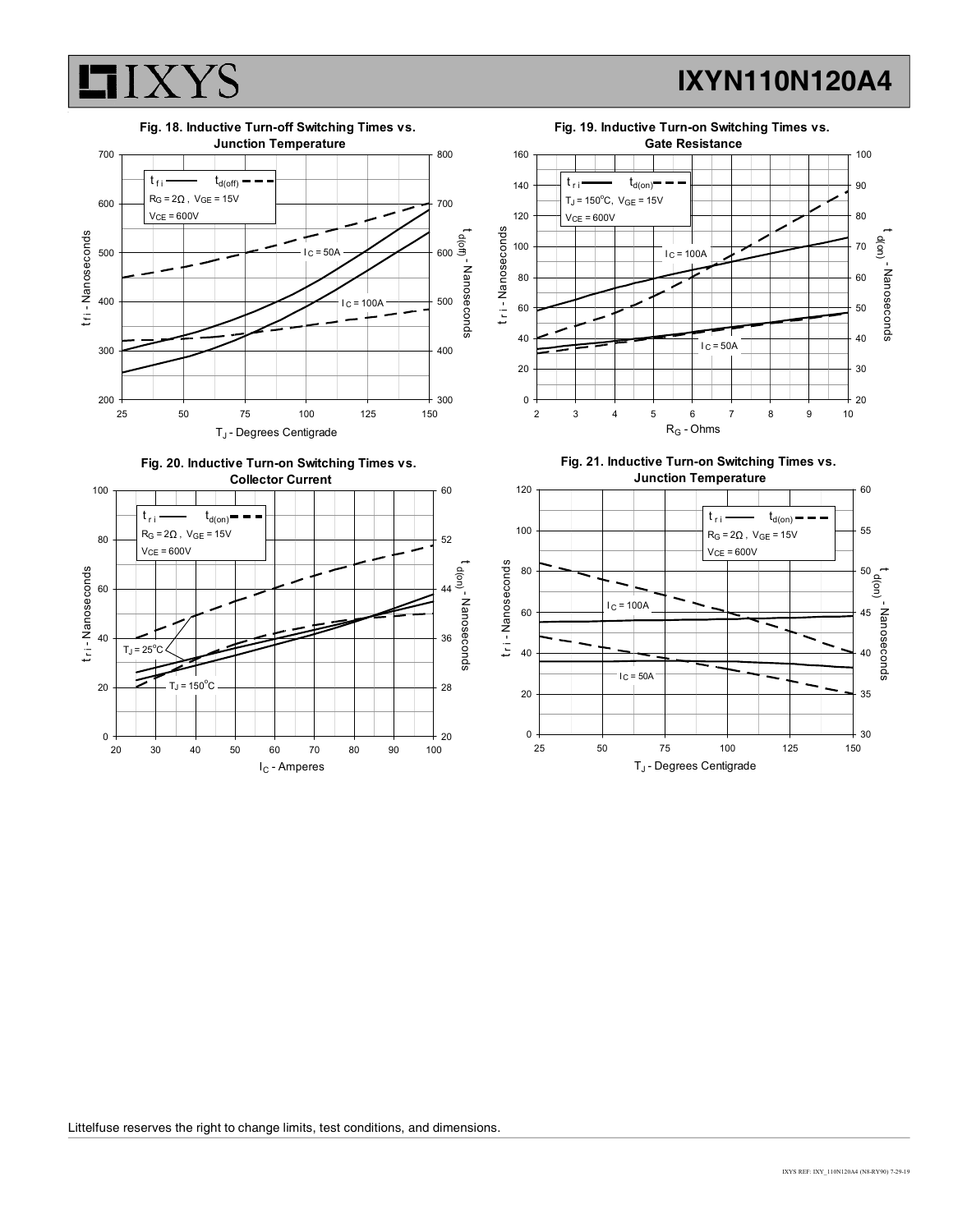**Fig. 18. Inductive Turn-off Switching Times vs. Junction Temperature**

$t_{fi}$ — $t_{d(off)}$ - - -
$R_G = 2\Omega$, $V_{GE} = 15V$
$V_{CE} = 600V$

$I_C = 50A$
$I_C = 100A$

$t_{fi}$ - Nanoseconds; $t_{d(off)}$ - Nanoseconds; $T_J$ - Degrees Centigrade

**Fig. 19. Inductive Turn-on Switching Times vs. Gate Resistance**

$t_{ri}$ — $t_{d(on)}$ - - -
$T_J = 150^oC$, $V_{GE} = 15V$
$V_{CE} = 600V$

$I_C = 100A$
$I_C = 50A$

$t_{ri}$ - Nanoseconds; $t_{d(on)}$ - Nanoseconds; $R_G$ - Ohms

**Fig. 20. Inductive Turn-on Switching Times vs. Collector Current**

$t_{ri}$ — $t_{d(on)}$ - - -
$R_G = 2\Omega$, $V_{GE} = 15V$
$V_{CE} = 600V$

$T_J = 25^oC$
$T_J = 150^oC$

$t_{ri}$ - Nanoseconds; $t_{d(on)}$ - Nanoseconds; $I_C$ - Amperes

**Fig. 21. Inductive Turn-on Switching Times vs. Junction Temperature**

$t_{ri}$ — $t_{d(on)}$ - - -
$R_G = 2\Omega$, $V_{GE} = 15V$
$V_{CE} = 600V$

$I_C = 100A$
$I_C = 50A$

$t_{ri}$ - Nanoseconds; $t_{d(on)}$ - Nanoseconds; $T_J$ - Degrees Centigrade

Littelfuse reserves the right to change limits, test conditions, and dimensions.

IXYS REF: IXY_110N120A4 (N8-RY90) 7-29-19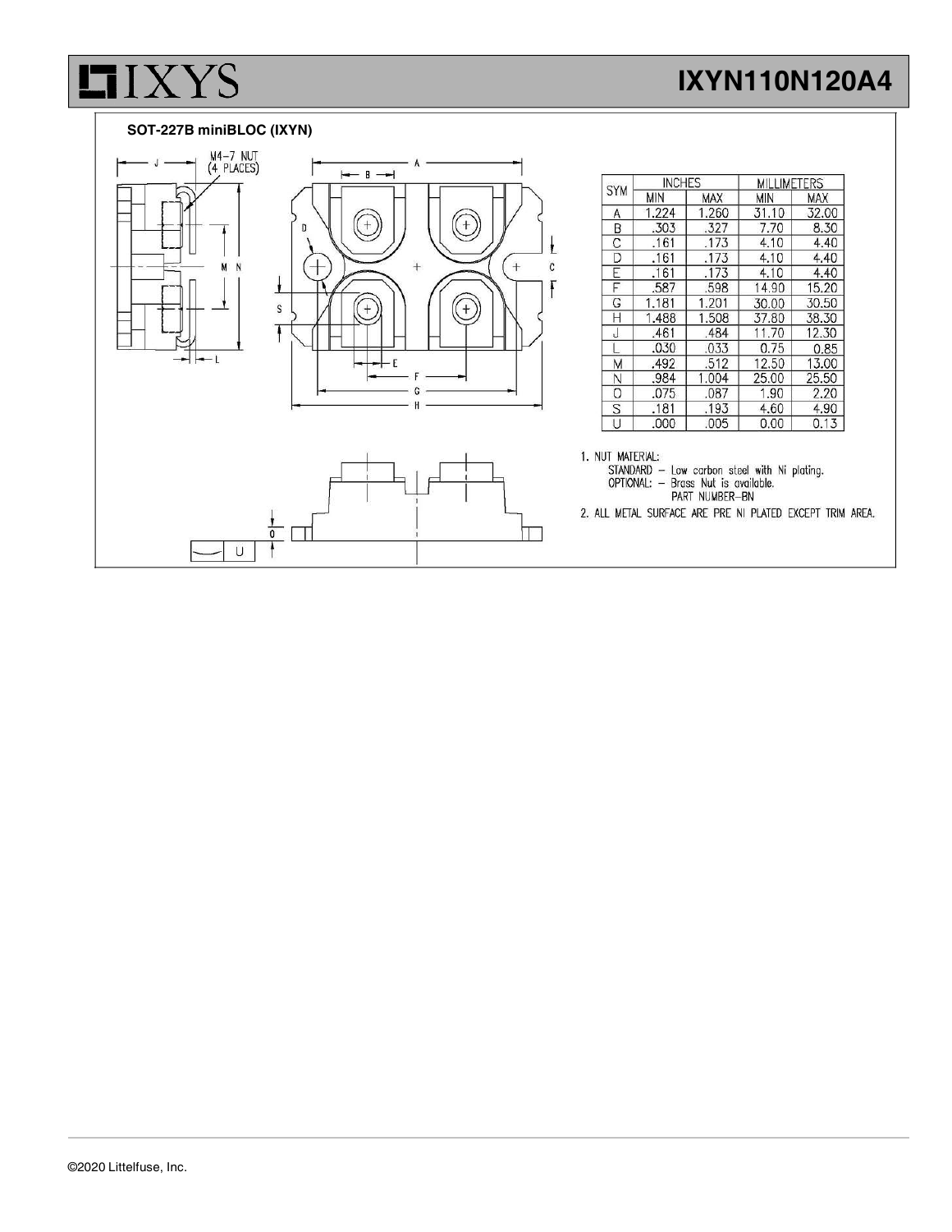## SOT-227B miniBLOC (IXYN)

M4-7 NUT (4 PLACES)

| SYM | INCHES | | MILLIMETERS | |
|---|---|---|---|---|
| | MIN | MAX | MIN | MAX |
| A | 1.224 | 1.260 | 31.10 | 32.00 |
| B | .303 | .327 | 7.70 | 8.30 |
| C | .161 | .173 | 4.10 | 4.40 |
| D | .161 | .173 | 4.10 | 4.40 |
| E | .161 | .173 | 4.10 | 4.40 |
| F | .587 | .598 | 14.90 | 15.20 |
| G | 1.181 | 1.201 | 30.00 | 30.50 |
| H | 1.488 | 1.508 | 37.80 | 38.30 |
| J | .461 | .484 | 11.70 | 12.30 |
| L | .030 | .033 | 0.75 | 0.85 |
| M | .492 | .512 | 12.50 | 13.00 |
| N | .984 | 1.004 | 25.00 | 25.50 |
| O | .075 | .087 | 1.90 | 2.20 |
| S | .181 | .193 | 4.60 | 4.90 |
| U | .000 | .005 | 0.00 | 0.13 |

1. NUT MATERIAL:
   STANDARD – Low carbon steel with Ni plating.
   OPTIONAL: – Brass Nut is available.
   PART NUMBER–BN
2. ALL METAL SURFACE ARE PRE NI PLATED EXCEPT TRIM AREA.

©2020 Littelfuse, Inc.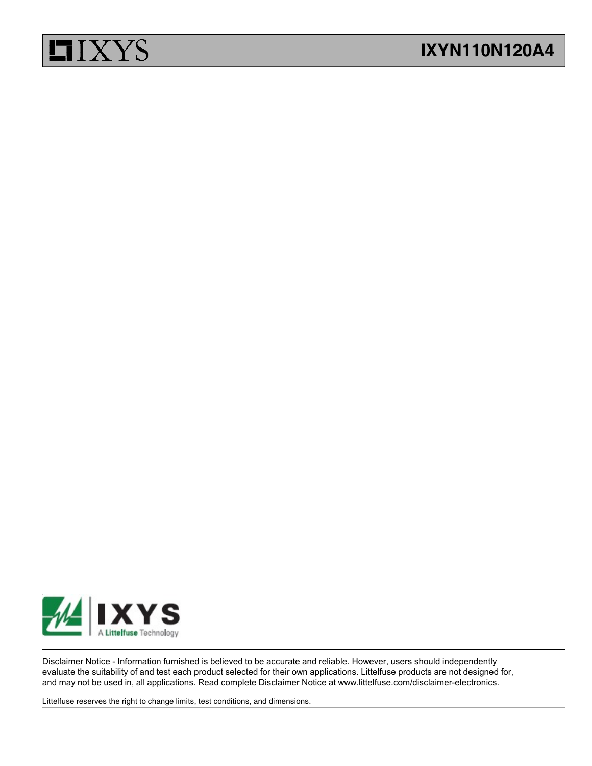Disclaimer Notice - Information furnished is believed to be accurate and reliable. However, users should independently evaluate the suitability of and test each product selected for their own applications. Littelfuse products are not designed for, and may not be used in, all applications. Read complete Disclaimer Notice at www.littelfuse.com/disclaimer-electronics.

Littelfuse reserves the right to change limits, test conditions, and dimensions.